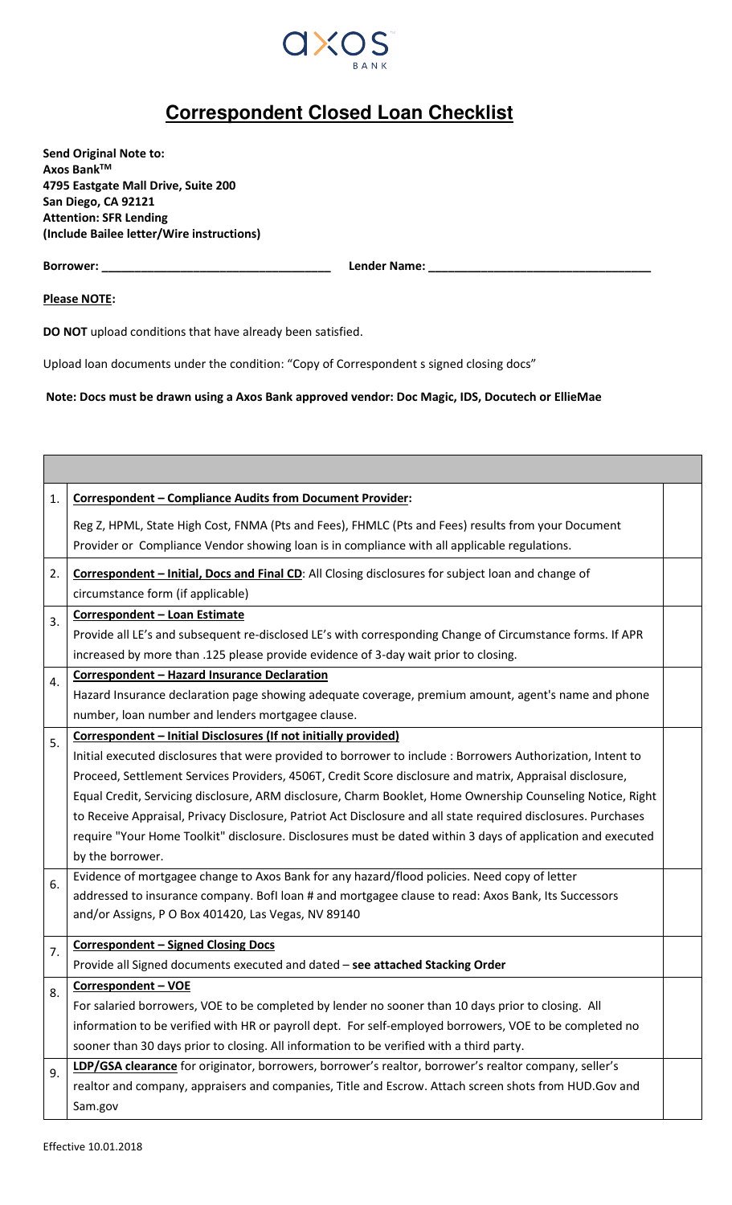# Correspondent Closed Loan Checklist

**Send Original Note to:**
**Axos Bank™**
**4795 Eastgate Mall Drive, Suite 200**
**San Diego, CA 92121**
**Attention: SFR Lending**
**(Include Bailee letter/Wire instructions)**

**Borrower: ___________________________________** **Lender Name: _________________________________**

**Please NOTE:**

**DO NOT** upload conditions that have already been satisfied.

Upload loan documents under the condition: "Copy of Correspondent s signed closing docs"

**Note: Docs must be drawn using a Axos Bank approved vendor: Doc Magic, IDS, Docutech or EllieMae**

| | | |
|---|---|---|
| 1. | **Correspondent – Compliance Audits from Document Provider:**<br>Reg Z, HPML, State High Cost, FNMA (Pts and Fees), FHMLC (Pts and Fees) results from your Document Provider or Compliance Vendor showing loan is in compliance with all applicable regulations. | |
| 2. | **Correspondent – Initial, Docs and Final CD**: All Closing disclosures for subject loan and change of circumstance form (if applicable) | |
| 3. | **Correspondent – Loan Estimate**<br>Provide all LE's and subsequent re-disclosed LE's with corresponding Change of Circumstance forms. If APR increased by more than .125 please provide evidence of 3-day wait prior to closing. | |
| 4. | **Correspondent – Hazard Insurance Declaration**<br>Hazard Insurance declaration page showing adequate coverage, premium amount, agent's name and phone number, loan number and lenders mortgagee clause. | |
| 5. | **Correspondent – Initial Disclosures (If not initially provided)**<br>Initial executed disclosures that were provided to borrower to include : Borrowers Authorization, Intent to Proceed, Settlement Services Providers, 4506T, Credit Score disclosure and matrix, Appraisal disclosure, Equal Credit, Servicing disclosure, ARM disclosure, Charm Booklet, Home Ownership Counseling Notice, Right to Receive Appraisal, Privacy Disclosure, Patriot Act Disclosure and all state required disclosures. Purchases require "Your Home Toolkit" disclosure. Disclosures must be dated within 3 days of application and executed by the borrower. | |
| 6. | Evidence of mortgagee change to Axos Bank for any hazard/flood policies. Need copy of letter addressed to insurance company. BofI loan # and mortgagee clause to read: Axos Bank, Its Successors and/or Assigns, P O Box 401420, Las Vegas, NV 89140 | |
| 7. | **Correspondent – Signed Closing Docs**<br>Provide all Signed documents executed and dated – **see attached Stacking Order** | |
| 8. | **Correspondent – VOE**<br>For salaried borrowers, VOE to be completed by lender no sooner than 10 days prior to closing. All information to be verified with HR or payroll dept. For self-employed borrowers, VOE to be completed no sooner than 30 days prior to closing. All information to be verified with a third party. | |
| 9. | **LDP/GSA clearance** for originator, borrowers, borrower's realtor, borrower's realtor company, seller's realtor and company, appraisers and companies, Title and Escrow. Attach screen shots from HUD.Gov and Sam.gov | |

Effective 10.01.2018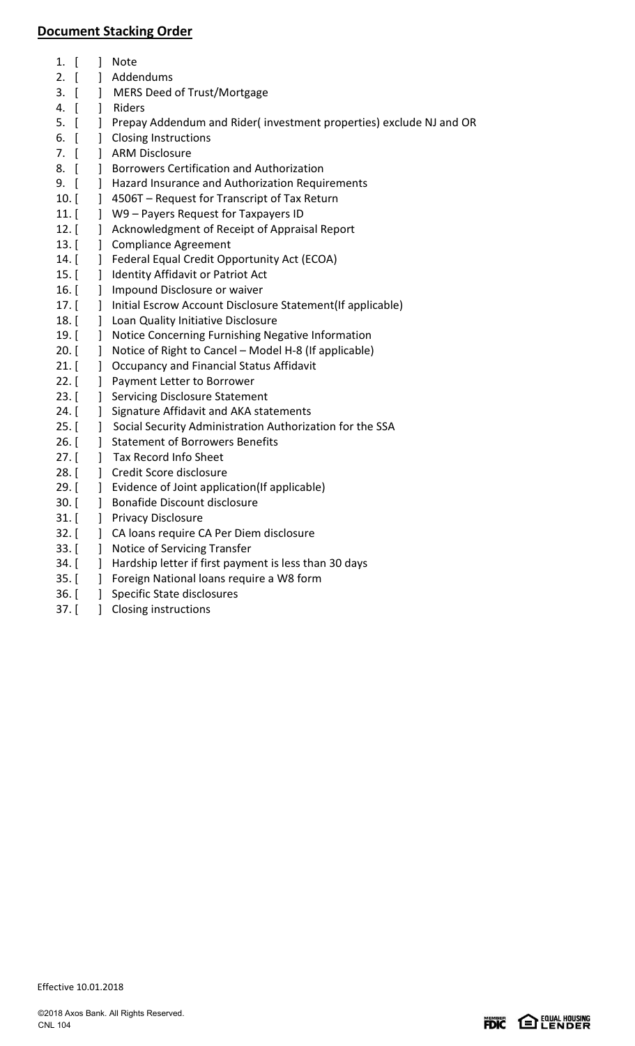## Document Stacking Order

1. [ ] Note
2. [ ] Addendums
3. [ ] MERS Deed of Trust/Mortgage
4. [ ] Riders
5. [ ] Prepay Addendum and Rider( investment properties) exclude NJ and OR
6. [ ] Closing Instructions
7. [ ] ARM Disclosure
8. [ ] Borrowers Certification and Authorization
9. [ ] Hazard Insurance and Authorization Requirements
10. [ ] 4506T – Request for Transcript of Tax Return
11. [ ] W9 – Payers Request for Taxpayers ID
12. [ ] Acknowledgment of Receipt of Appraisal Report
13. [ ] Compliance Agreement
14. [ ] Federal Equal Credit Opportunity Act (ECOA)
15. [ ] Identity Affidavit or Patriot Act
16. [ ] Impound Disclosure or waiver
17. [ ] Initial Escrow Account Disclosure Statement(If applicable)
18. [ ] Loan Quality Initiative Disclosure
19. [ ] Notice Concerning Furnishing Negative Information
20. [ ] Notice of Right to Cancel – Model H-8 (If applicable)
21. [ ] Occupancy and Financial Status Affidavit
22. [ ] Payment Letter to Borrower
23. [ ] Servicing Disclosure Statement
24. [ ] Signature Affidavit and AKA statements
25. [ ] Social Security Administration Authorization for the SSA
26. [ ] Statement of Borrowers Benefits
27. [ ] Tax Record Info Sheet
28. [ ] Credit Score disclosure
29. [ ] Evidence of Joint application(If applicable)
30. [ ] Bonafide Discount disclosure
31. [ ] Privacy Disclosure
32. [ ] CA loans require CA Per Diem disclosure
33. [ ] Notice of Servicing Transfer
34. [ ] Hardship letter if first payment is less than 30 days
35. [ ] Foreign National loans require a W8 form
36. [ ] Specific State disclosures
37. [ ] Closing instructions

Effective 10.01.2018

©2018 Axos Bank. All Rights Reserved.
CNL 104

MEMBER FDIC EQUAL HOUSING LENDER